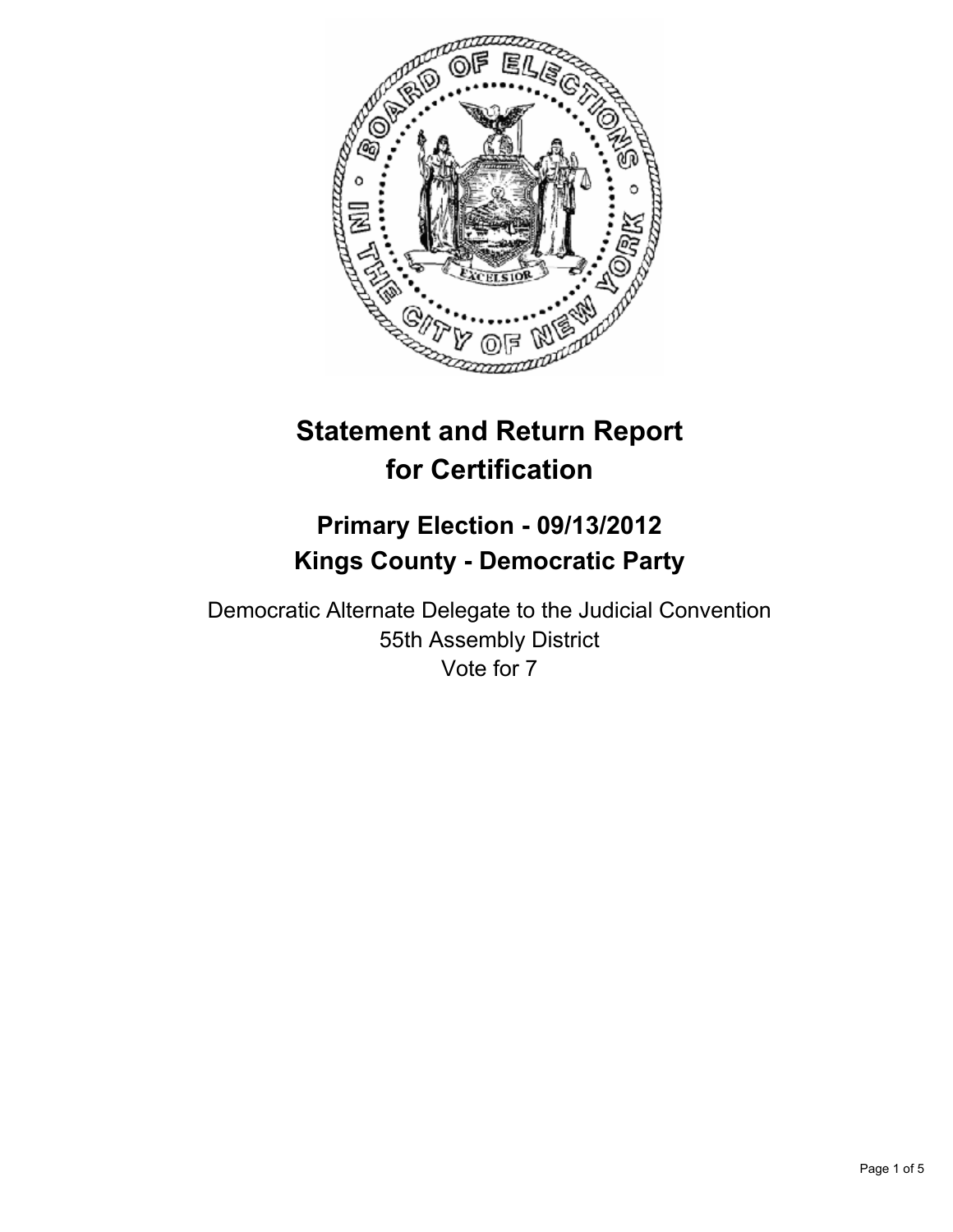# Statement and Return Report for Certification

## Primary Election - 09/13/2012
## Kings County - Democratic Party

Democratic Alternate Delegate to the Judicial Convention
55th Assembly District
Vote for 7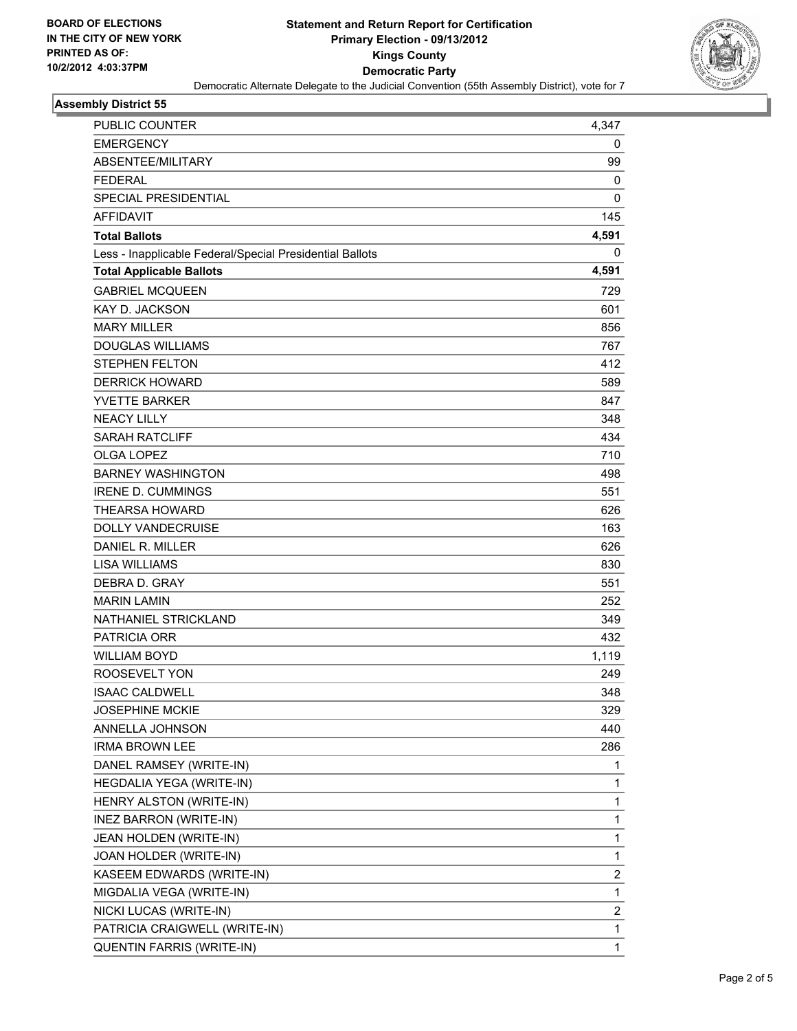**BOARD OF ELECTIONS IN THE CITY OF NEW YORK**
**PRINTED AS OF: 10/2/2012 4:03:37PM**

# Statement and Return Report for Certification
## Primary Election - 09/13/2012
## Kings County
## Democratic Party

Democratic Alternate Delegate to the Judicial Convention (55th Assembly District), vote for 7

### Assembly District 55

| | |
|---|---|
| PUBLIC COUNTER | 4,347 |
| EMERGENCY | 0 |
| ABSENTEE/MILITARY | 99 |
| FEDERAL | 0 |
| SPECIAL PRESIDENTIAL | 0 |
| AFFIDAVIT | 145 |
| **Total Ballots** | **4,591** |
| Less - Inapplicable Federal/Special Presidential Ballots | 0 |
| **Total Applicable Ballots** | **4,591** |
| GABRIEL MCQUEEN | 729 |
| KAY D. JACKSON | 601 |
| MARY MILLER | 856 |
| DOUGLAS WILLIAMS | 767 |
| STEPHEN FELTON | 412 |
| DERRICK HOWARD | 589 |
| YVETTE BARKER | 847 |
| NEACY LILLY | 348 |
| SARAH RATCLIFF | 434 |
| OLGA LOPEZ | 710 |
| BARNEY WASHINGTON | 498 |
| IRENE D. CUMMINGS | 551 |
| THEARSA HOWARD | 626 |
| DOLLY VANDECRUISE | 163 |
| DANIEL R. MILLER | 626 |
| LISA WILLIAMS | 830 |
| DEBRA D. GRAY | 551 |
| MARIN LAMIN | 252 |
| NATHANIEL STRICKLAND | 349 |
| PATRICIA ORR | 432 |
| WILLIAM BOYD | 1,119 |
| ROOSEVELT YON | 249 |
| ISAAC CALDWELL | 348 |
| JOSEPHINE MCKIE | 329 |
| ANNELLA JOHNSON | 440 |
| IRMA BROWN LEE | 286 |
| DANEL RAMSEY (WRITE-IN) | 1 |
| HEGDALIA YEGA (WRITE-IN) | 1 |
| HENRY ALSTON (WRITE-IN) | 1 |
| INEZ BARRON (WRITE-IN) | 1 |
| JEAN HOLDEN (WRITE-IN) | 1 |
| JOAN HOLDER (WRITE-IN) | 1 |
| KASEEM EDWARDS (WRITE-IN) | 2 |
| MIGDALIA VEGA (WRITE-IN) | 1 |
| NICKI LUCAS (WRITE-IN) | 2 |
| PATRICIA CRAIGWELL (WRITE-IN) | 1 |
| QUENTIN FARRIS (WRITE-IN) | 1 |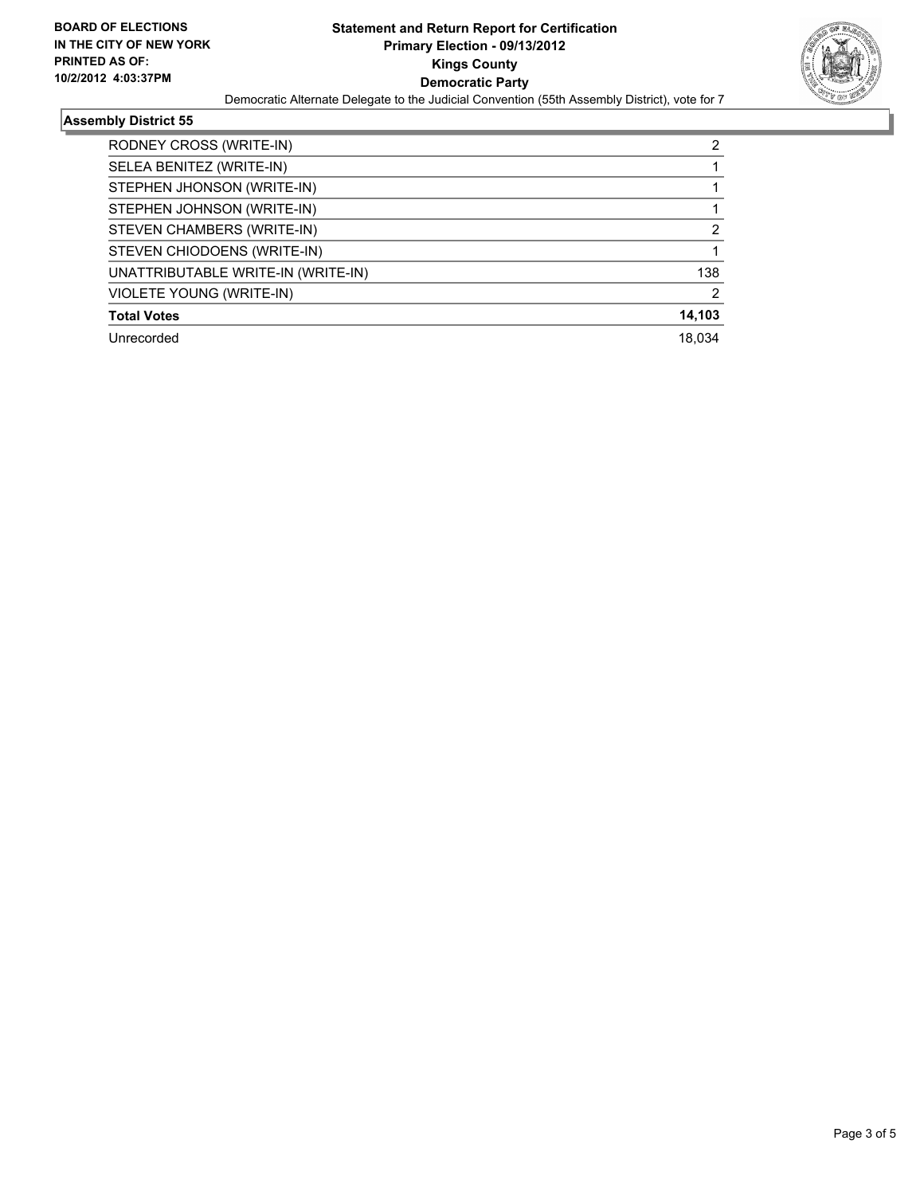**BOARD OF ELECTIONS IN THE CITY OF NEW YORK**
**PRINTED AS OF: 10/2/2012 4:03:37PM**

**Statement and Return Report for Certification**
**Primary Election - 09/13/2012**
**Kings County**
**Democratic Party**
Democratic Alternate Delegate to the Judicial Convention (55th Assembly District), vote for 7

## Assembly District 55

| | |
|---|---|
| RODNEY CROSS (WRITE-IN) | 2 |
| SELEA BENITEZ (WRITE-IN) | 1 |
| STEPHEN JHONSON (WRITE-IN) | 1 |
| STEPHEN JOHNSON (WRITE-IN) | 1 |
| STEVEN CHAMBERS (WRITE-IN) | 2 |
| STEVEN CHIODOENS (WRITE-IN) | 1 |
| UNATTRIBUTABLE WRITE-IN (WRITE-IN) | 138 |
| VIOLETE YOUNG (WRITE-IN) | 2 |
| **Total Votes** | **14,103** |
| Unrecorded | 18,034 |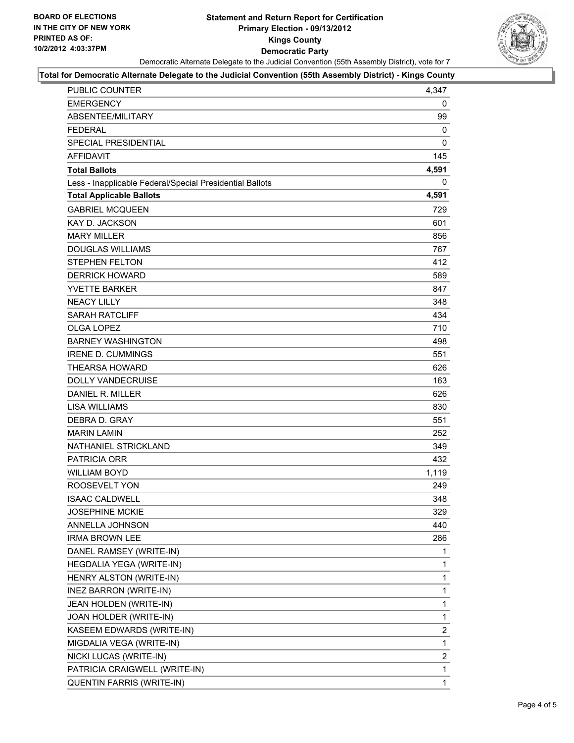BOARD OF ELECTIONS
IN THE CITY OF NEW YORK
PRINTED AS OF:
10/2/2012 4:03:37PM

# Statement and Return Report for Certification
## Primary Election - 09/13/2012
## Kings County
## Democratic Party

Democratic Alternate Delegate to the Judicial Convention (55th Assembly District), vote for 7

**Total for Democratic Alternate Delegate to the Judicial Convention (55th Assembly District) - Kings County**

| | |
|---|---|
| PUBLIC COUNTER | 4,347 |
| EMERGENCY | 0 |
| ABSENTEE/MILITARY | 99 |
| FEDERAL | 0 |
| SPECIAL PRESIDENTIAL | 0 |
| AFFIDAVIT | 145 |
| **Total Ballots** | **4,591** |
| Less - Inapplicable Federal/Special Presidential Ballots | 0 |
| **Total Applicable Ballots** | **4,591** |
| GABRIEL MCQUEEN | 729 |
| KAY D. JACKSON | 601 |
| MARY MILLER | 856 |
| DOUGLAS WILLIAMS | 767 |
| STEPHEN FELTON | 412 |
| DERRICK HOWARD | 589 |
| YVETTE BARKER | 847 |
| NEACY LILLY | 348 |
| SARAH RATCLIFF | 434 |
| OLGA LOPEZ | 710 |
| BARNEY WASHINGTON | 498 |
| IRENE D. CUMMINGS | 551 |
| THEARSA HOWARD | 626 |
| DOLLY VANDECRUISE | 163 |
| DANIEL R. MILLER | 626 |
| LISA WILLIAMS | 830 |
| DEBRA D. GRAY | 551 |
| MARIN LAMIN | 252 |
| NATHANIEL STRICKLAND | 349 |
| PATRICIA ORR | 432 |
| WILLIAM BOYD | 1,119 |
| ROOSEVELT YON | 249 |
| ISAAC CALDWELL | 348 |
| JOSEPHINE MCKIE | 329 |
| ANNELLA JOHNSON | 440 |
| IRMA BROWN LEE | 286 |
| DANEL RAMSEY (WRITE-IN) | 1 |
| HEGDALIA YEGA (WRITE-IN) | 1 |
| HENRY ALSTON (WRITE-IN) | 1 |
| INEZ BARRON (WRITE-IN) | 1 |
| JEAN HOLDEN (WRITE-IN) | 1 |
| JOAN HOLDER (WRITE-IN) | 1 |
| KASEEM EDWARDS (WRITE-IN) | 2 |
| MIGDALIA VEGA (WRITE-IN) | 1 |
| NICKI LUCAS (WRITE-IN) | 2 |
| PATRICIA CRAIGWELL (WRITE-IN) | 1 |
| QUENTIN FARRIS (WRITE-IN) | 1 |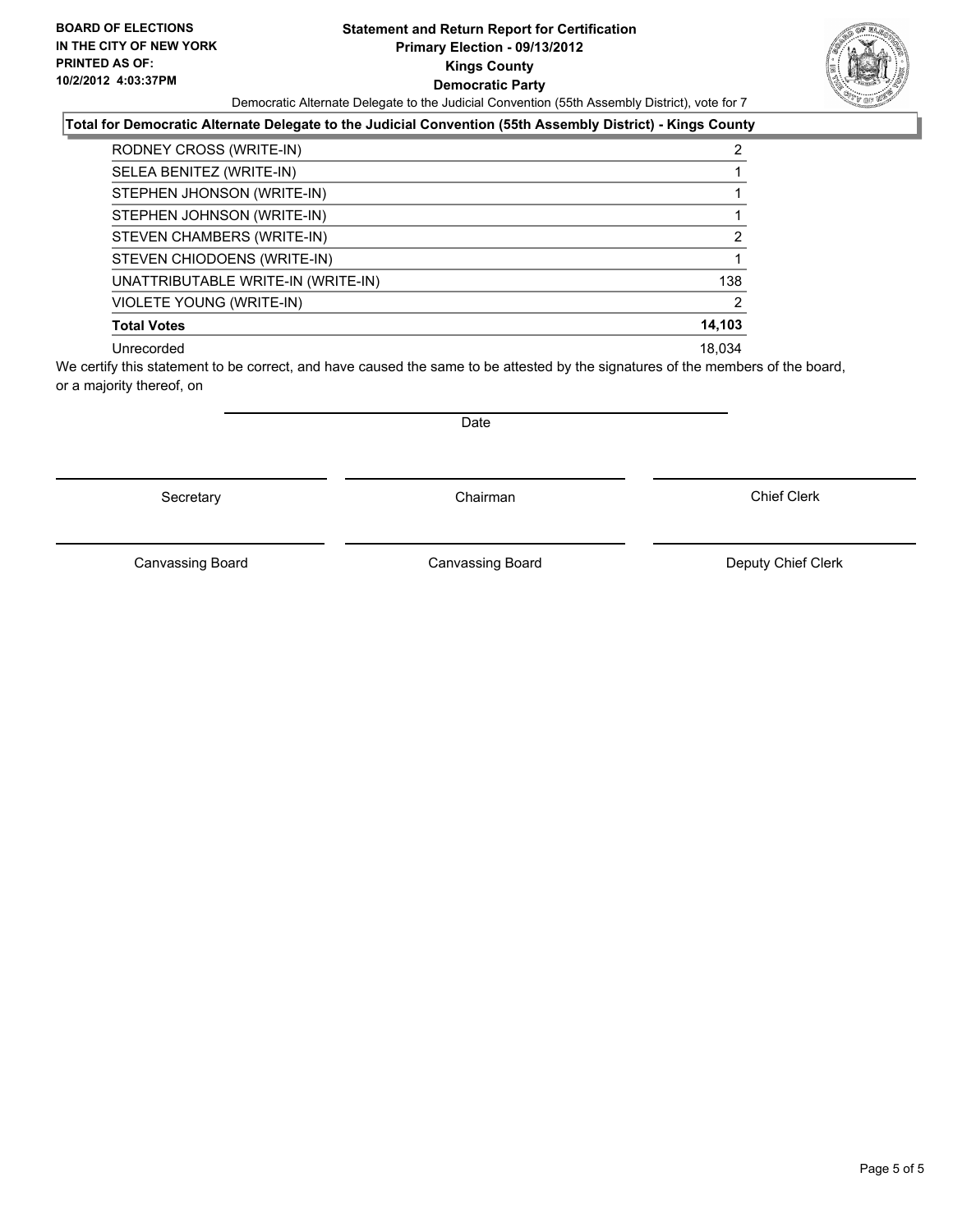**BOARD OF ELECTIONS IN THE CITY OF NEW YORK**
**PRINTED AS OF: 10/2/2012 4:03:37PM**

**Statement and Return Report for Certification**
**Primary Election - 09/13/2012**
**Kings County**
**Democratic Party**

Democratic Alternate Delegate to the Judicial Convention (55th Assembly District), vote for 7

**Total for Democratic Alternate Delegate to the Judicial Convention (55th Assembly District) - Kings County**

| | |
|---|---|
| RODNEY CROSS (WRITE-IN) | 2 |
| SELEA BENITEZ (WRITE-IN) | 1 |
| STEPHEN JHONSON (WRITE-IN) | 1 |
| STEPHEN JOHNSON (WRITE-IN) | 1 |
| STEVEN CHAMBERS (WRITE-IN) | 2 |
| STEVEN CHIODOENS (WRITE-IN) | 1 |
| UNATTRIBUTABLE WRITE-IN (WRITE-IN) | 138 |
| VIOLETE YOUNG (WRITE-IN) | 2 |
| **Total Votes** | **14,103** |
| Unrecorded | 18,034 |

We certify this statement to be correct, and have caused the same to be attested by the signatures of the members of the board, or a majority thereof, on

Date

Secretary

Chairman

Chief Clerk

Canvassing Board

Canvassing Board

Deputy Chief Clerk